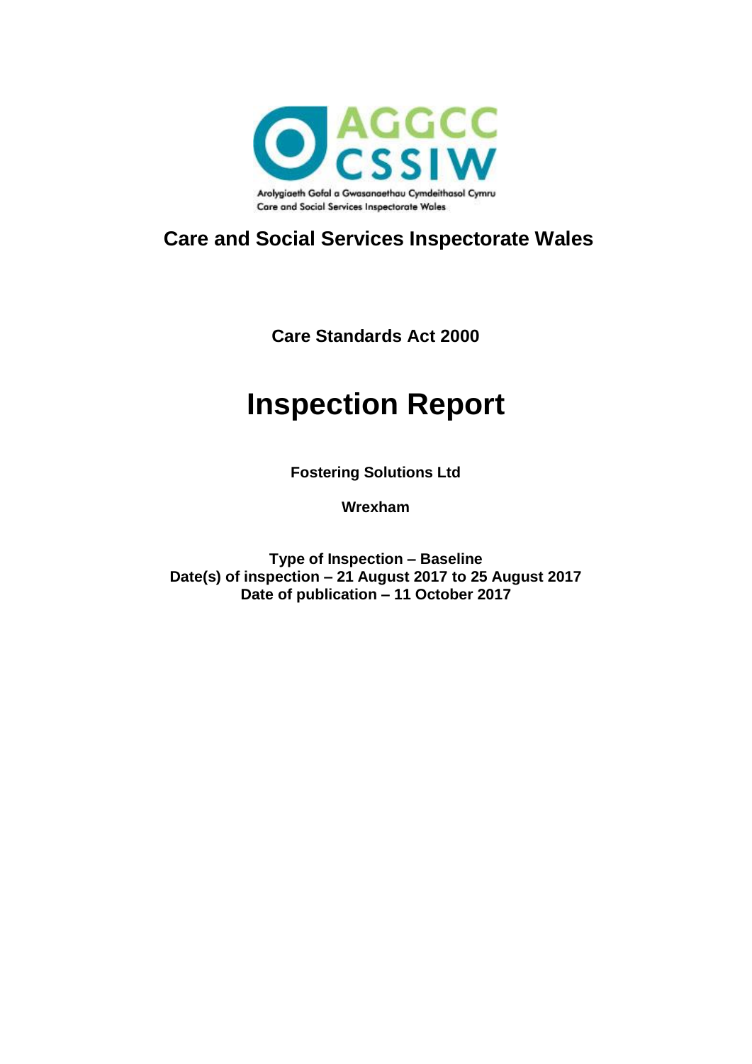AGGCC CSSIW

Arolygiaeth Gofal a Gwasanaethau Cymdeithasol Cymru
Care and Social Services Inspectorate Wales

## Care and Social Services Inspectorate Wales

**Care Standards Act 2000**

# Inspection Report

**Fostering Solutions Ltd**

**Wrexham**

**Type of Inspection – Baseline**
**Date(s) of inspection – 21 August 2017 to 25 August 2017**
**Date of publication – 11 October 2017**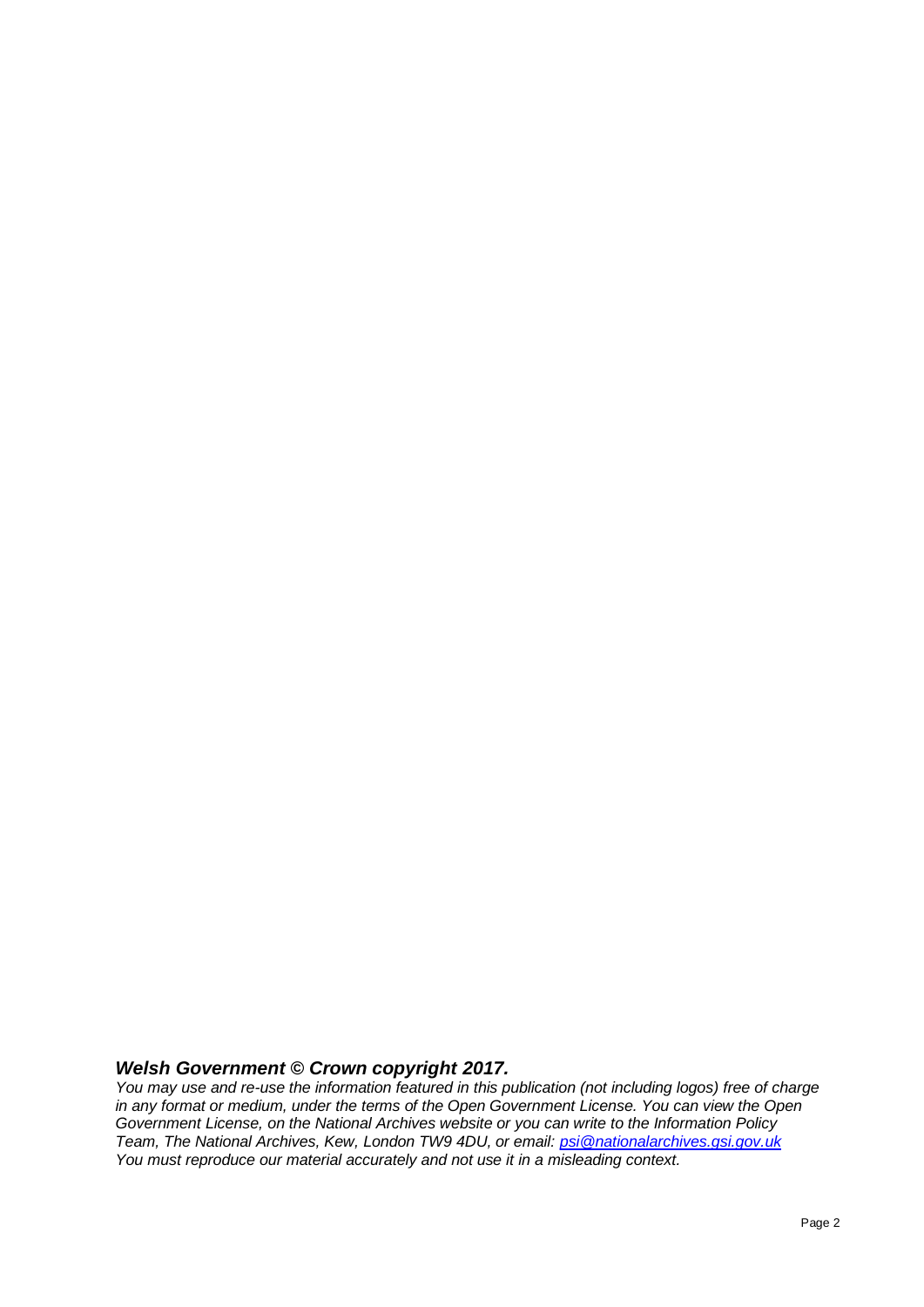***Welsh Government © Crown copyright 2017.***

*You may use and re-use the information featured in this publication (not including logos) free of charge in any format or medium, under the terms of the Open Government License. You can view the Open Government License, on the National Archives website or you can write to the Information Policy Team, The National Archives, Kew, London TW9 4DU, or email: [psi@nationalarchives.gsi.gov.uk](mailto:psi@nationalarchives.gsi.gov.uk)*
*You must reproduce our material accurately and not use it in a misleading context.*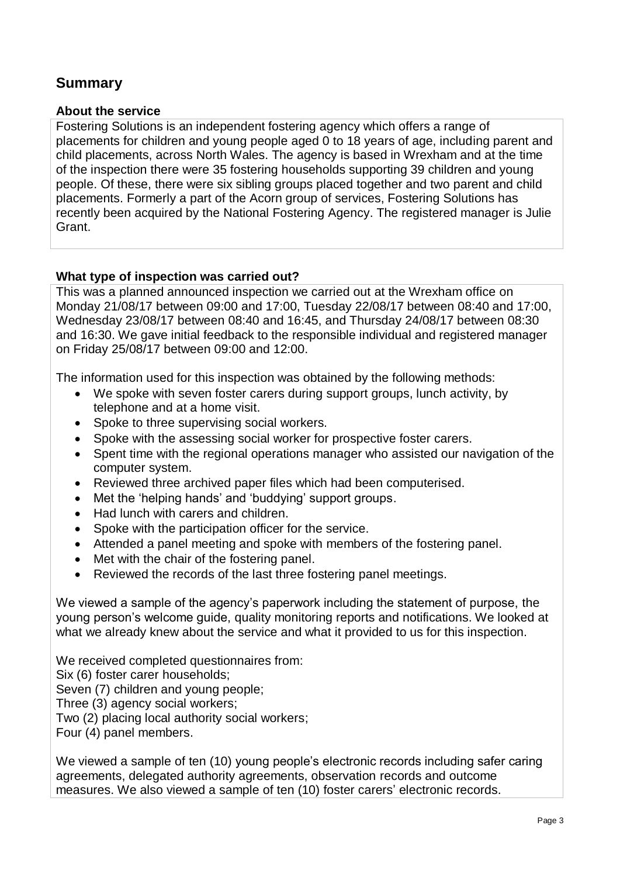## Summary

### About the service

Fostering Solutions is an independent fostering agency which offers a range of placements for children and young people aged 0 to 18 years of age, including parent and child placements, across North Wales. The agency is based in Wrexham and at the time of the inspection there were 35 fostering households supporting 39 children and young people. Of these, there were six sibling groups placed together and two parent and child placements. Formerly a part of the Acorn group of services, Fostering Solutions has recently been acquired by the National Fostering Agency. The registered manager is Julie Grant.

### What type of inspection was carried out?

This was a planned announced inspection we carried out at the Wrexham office on Monday 21/08/17 between 09:00 and 17:00, Tuesday 22/08/17 between 08:40 and 17:00, Wednesday 23/08/17 between 08:40 and 16:45, and Thursday 24/08/17 between 08:30 and 16:30. We gave initial feedback to the responsible individual and registered manager on Friday 25/08/17 between 09:00 and 12:00.

The information used for this inspection was obtained by the following methods:

- We spoke with seven foster carers during support groups, lunch activity, by telephone and at a home visit.
- Spoke to three supervising social workers.
- Spoke with the assessing social worker for prospective foster carers.
- Spent time with the regional operations manager who assisted our navigation of the computer system.
- Reviewed three archived paper files which had been computerised.
- Met the 'helping hands' and 'buddying' support groups.
- Had lunch with carers and children.
- Spoke with the participation officer for the service.
- Attended a panel meeting and spoke with members of the fostering panel.
- Met with the chair of the fostering panel.
- Reviewed the records of the last three fostering panel meetings.

We viewed a sample of the agency's paperwork including the statement of purpose, the young person's welcome guide, quality monitoring reports and notifications. We looked at what we already knew about the service and what it provided to us for this inspection.

We received completed questionnaires from:
Six (6) foster carer households;
Seven (7) children and young people;
Three (3) agency social workers;
Two (2) placing local authority social workers;
Four (4) panel members.

We viewed a sample of ten (10) young people's electronic records including safer caring agreements, delegated authority agreements, observation records and outcome measures. We also viewed a sample of ten (10) foster carers' electronic records.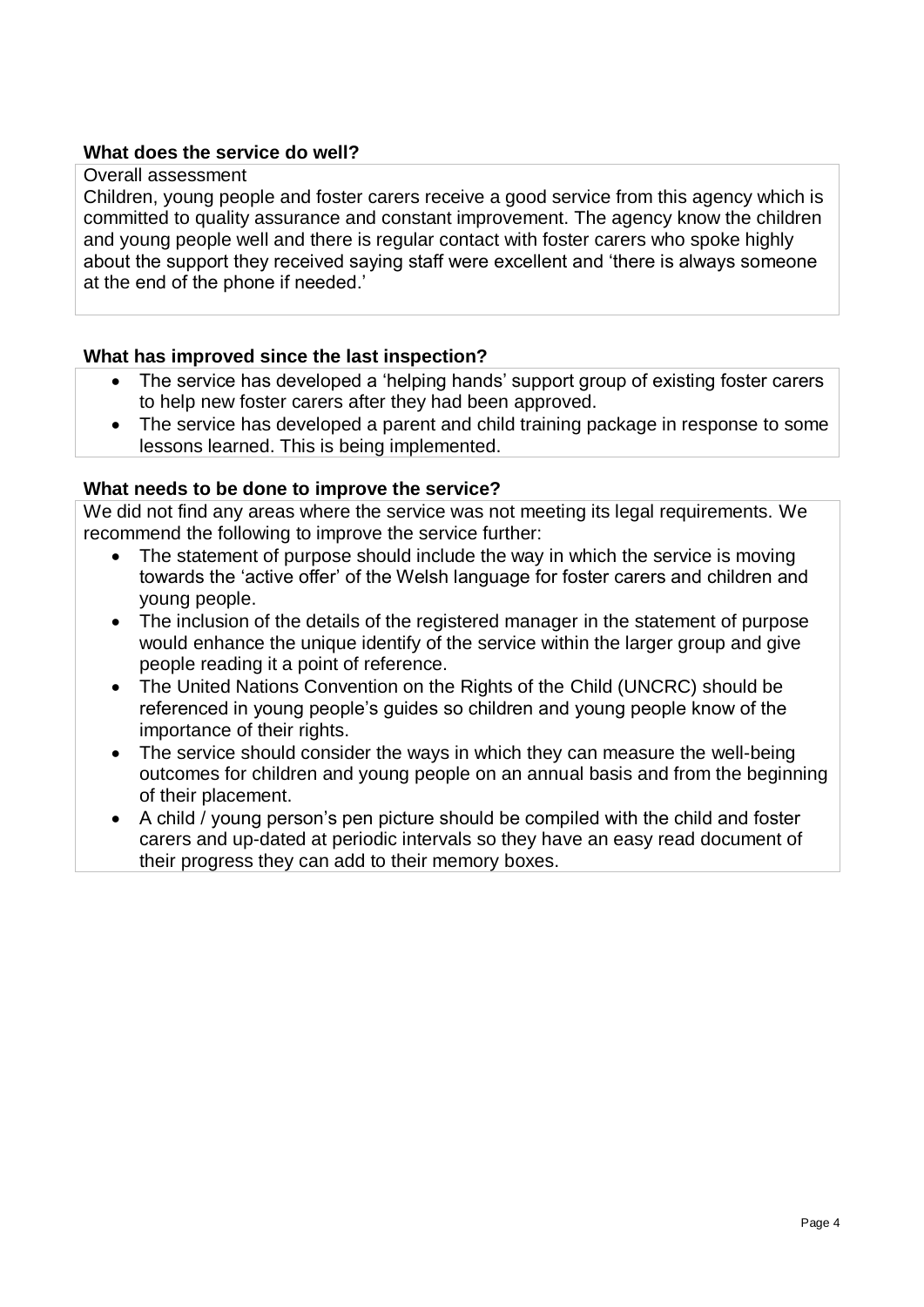### What does the service do well?

Overall assessment

Children, young people and foster carers receive a good service from this agency which is committed to quality assurance and constant improvement. The agency know the children and young people well and there is regular contact with foster carers who spoke highly about the support they received saying staff were excellent and 'there is always someone at the end of the phone if needed.'

### What has improved since the last inspection?

- The service has developed a 'helping hands' support group of existing foster carers to help new foster carers after they had been approved.
- The service has developed a parent and child training package in response to some lessons learned. This is being implemented.

### What needs to be done to improve the service?

We did not find any areas where the service was not meeting its legal requirements. We recommend the following to improve the service further:

- The statement of purpose should include the way in which the service is moving towards the 'active offer' of the Welsh language for foster carers and children and young people.
- The inclusion of the details of the registered manager in the statement of purpose would enhance the unique identify of the service within the larger group and give people reading it a point of reference.
- The United Nations Convention on the Rights of the Child (UNCRC) should be referenced in young people's guides so children and young people know of the importance of their rights.
- The service should consider the ways in which they can measure the well-being outcomes for children and young people on an annual basis and from the beginning of their placement.
- A child / young person's pen picture should be compiled with the child and foster carers and up-dated at periodic intervals so they have an easy read document of their progress they can add to their memory boxes.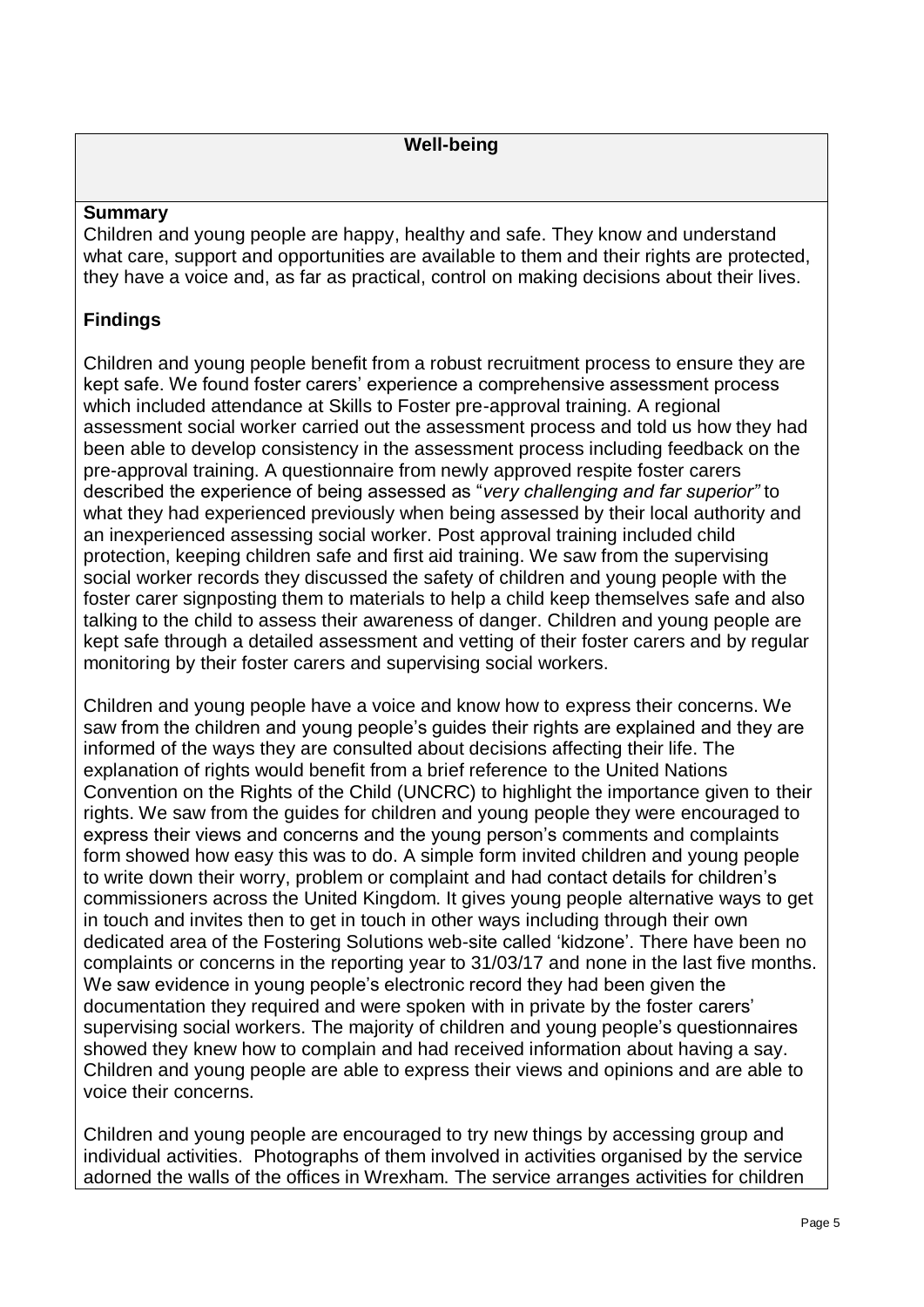## Well-being

**Summary**

Children and young people are happy, healthy and safe. They know and understand what care, support and opportunities are available to them and their rights are protected, they have a voice and, as far as practical, control on making decisions about their lives.

**Findings**

Children and young people benefit from a robust recruitment process to ensure they are kept safe. We found foster carers' experience a comprehensive assessment process which included attendance at Skills to Foster pre-approval training. A regional assessment social worker carried out the assessment process and told us how they had been able to develop consistency in the assessment process including feedback on the pre-approval training. A questionnaire from newly approved respite foster carers described the experience of being assessed as "*very challenging and far superior"* to what they had experienced previously when being assessed by their local authority and an inexperienced assessing social worker. Post approval training included child protection, keeping children safe and first aid training. We saw from the supervising social worker records they discussed the safety of children and young people with the foster carer signposting them to materials to help a child keep themselves safe and also talking to the child to assess their awareness of danger. Children and young people are kept safe through a detailed assessment and vetting of their foster carers and by regular monitoring by their foster carers and supervising social workers.

Children and young people have a voice and know how to express their concerns. We saw from the children and young people's guides their rights are explained and they are informed of the ways they are consulted about decisions affecting their life. The explanation of rights would benefit from a brief reference to the United Nations Convention on the Rights of the Child (UNCRC) to highlight the importance given to their rights. We saw from the guides for children and young people they were encouraged to express their views and concerns and the young person's comments and complaints form showed how easy this was to do. A simple form invited children and young people to write down their worry, problem or complaint and had contact details for children's commissioners across the United Kingdom. It gives young people alternative ways to get in touch and invites then to get in touch in other ways including through their own dedicated area of the Fostering Solutions web-site called 'kidzone'. There have been no complaints or concerns in the reporting year to 31/03/17 and none in the last five months. We saw evidence in young people's electronic record they had been given the documentation they required and were spoken with in private by the foster carers' supervising social workers. The majority of children and young people's questionnaires showed they knew how to complain and had received information about having a say. Children and young people are able to express their views and opinions and are able to voice their concerns.

Children and young people are encouraged to try new things by accessing group and individual activities. Photographs of them involved in activities organised by the service adorned the walls of the offices in Wrexham. The service arranges activities for children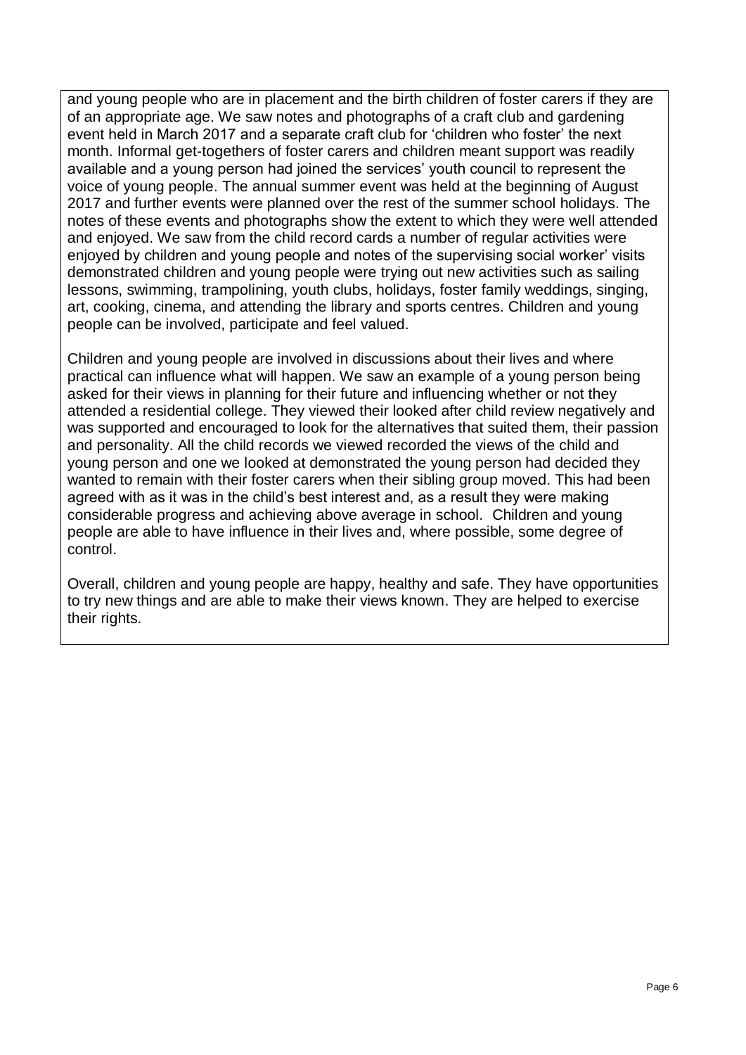and young people who are in placement and the birth children of foster carers if they are of an appropriate age. We saw notes and photographs of a craft club and gardening event held in March 2017 and a separate craft club for 'children who foster' the next month. Informal get-togethers of foster carers and children meant support was readily available and a young person had joined the services' youth council to represent the voice of young people. The annual summer event was held at the beginning of August 2017 and further events were planned over the rest of the summer school holidays. The notes of these events and photographs show the extent to which they were well attended and enjoyed. We saw from the child record cards a number of regular activities were enjoyed by children and young people and notes of the supervising social worker' visits demonstrated children and young people were trying out new activities such as sailing lessons, swimming, trampolining, youth clubs, holidays, foster family weddings, singing, art, cooking, cinema, and attending the library and sports centres. Children and young people can be involved, participate and feel valued.

Children and young people are involved in discussions about their lives and where practical can influence what will happen. We saw an example of a young person being asked for their views in planning for their future and influencing whether or not they attended a residential college. They viewed their looked after child review negatively and was supported and encouraged to look for the alternatives that suited them, their passion and personality. All the child records we viewed recorded the views of the child and young person and one we looked at demonstrated the young person had decided they wanted to remain with their foster carers when their sibling group moved. This had been agreed with as it was in the child's best interest and, as a result they were making considerable progress and achieving above average in school. Children and young people are able to have influence in their lives and, where possible, some degree of control.

Overall, children and young people are happy, healthy and safe. They have opportunities to try new things and are able to make their views known. They are helped to exercise their rights.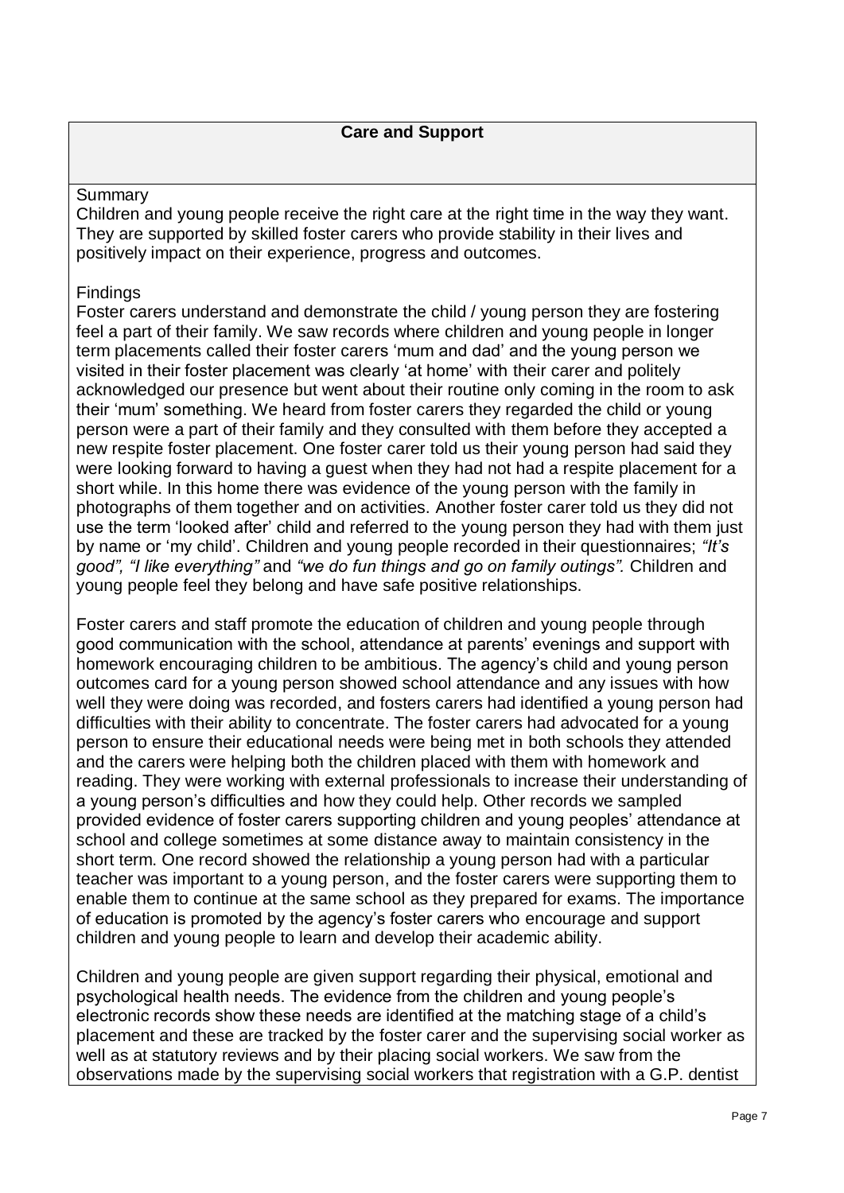## Care and Support

Summary

Children and young people receive the right care at the right time in the way they want. They are supported by skilled foster carers who provide stability in their lives and positively impact on their experience, progress and outcomes.

Findings

Foster carers understand and demonstrate the child / young person they are fostering feel a part of their family. We saw records where children and young people in longer term placements called their foster carers 'mum and dad' and the young person we visited in their foster placement was clearly 'at home' with their carer and politely acknowledged our presence but went about their routine only coming in the room to ask their 'mum' something. We heard from foster carers they regarded the child or young person were a part of their family and they consulted with them before they accepted a new respite foster placement. One foster carer told us their young person had said they were looking forward to having a guest when they had not had a respite placement for a short while. In this home there was evidence of the young person with the family in photographs of them together and on activities. Another foster carer told us they did not use the term 'looked after' child and referred to the young person they had with them just by name or 'my child'. Children and young people recorded in their questionnaires; *"It's good", "I like everything"* and *"we do fun things and go on family outings".* Children and young people feel they belong and have safe positive relationships.

Foster carers and staff promote the education of children and young people through good communication with the school, attendance at parents' evenings and support with homework encouraging children to be ambitious. The agency's child and young person outcomes card for a young person showed school attendance and any issues with how well they were doing was recorded, and fosters carers had identified a young person had difficulties with their ability to concentrate. The foster carers had advocated for a young person to ensure their educational needs were being met in both schools they attended and the carers were helping both the children placed with them with homework and reading. They were working with external professionals to increase their understanding of a young person's difficulties and how they could help. Other records we sampled provided evidence of foster carers supporting children and young peoples' attendance at school and college sometimes at some distance away to maintain consistency in the short term. One record showed the relationship a young person had with a particular teacher was important to a young person, and the foster carers were supporting them to enable them to continue at the same school as they prepared for exams. The importance of education is promoted by the agency's foster carers who encourage and support children and young people to learn and develop their academic ability.

Children and young people are given support regarding their physical, emotional and psychological health needs. The evidence from the children and young people's electronic records show these needs are identified at the matching stage of a child's placement and these are tracked by the foster carer and the supervising social worker as well as at statutory reviews and by their placing social workers. We saw from the observations made by the supervising social workers that registration with a G.P. dentist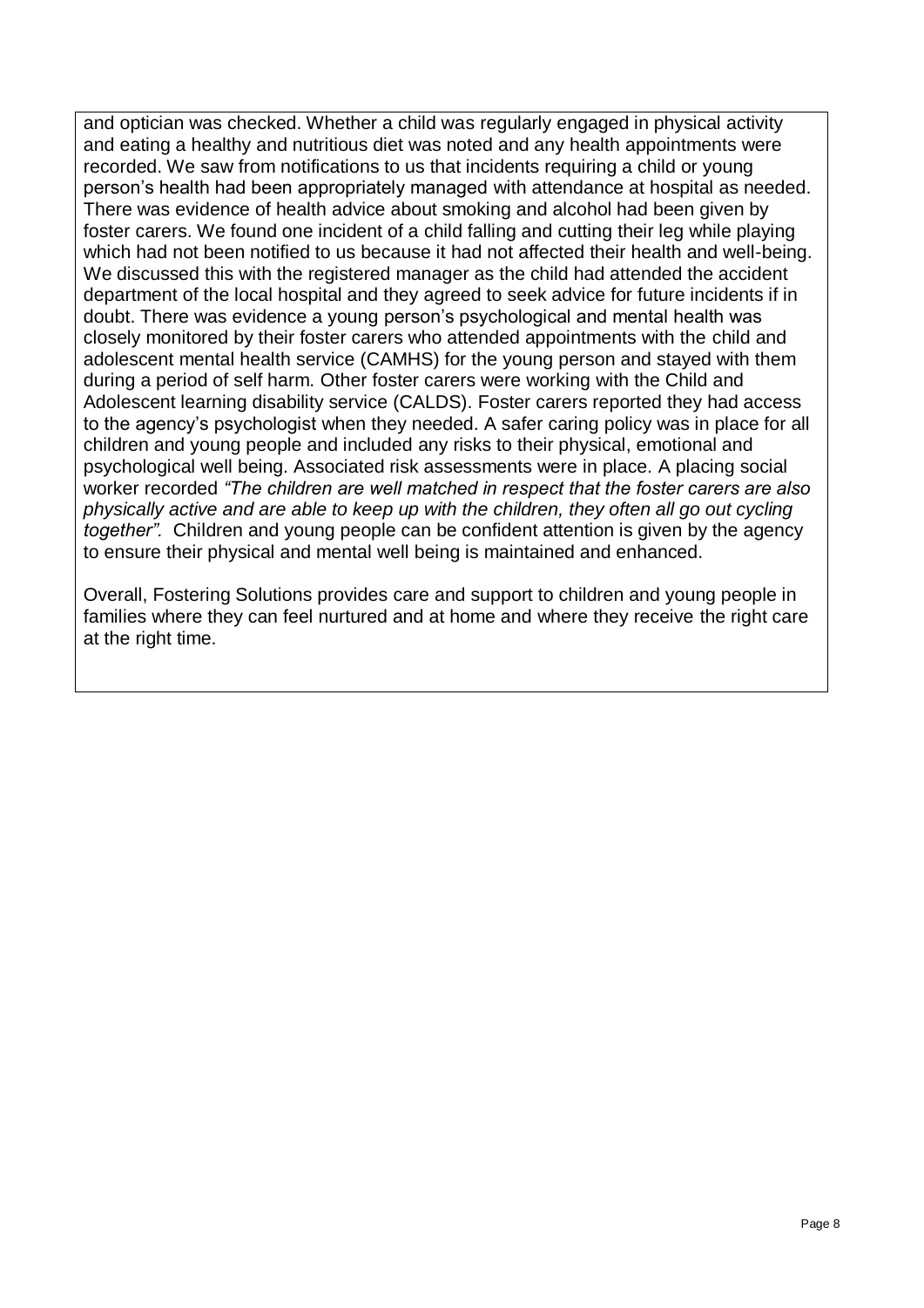and optician was checked. Whether a child was regularly engaged in physical activity and eating a healthy and nutritious diet was noted and any health appointments were recorded. We saw from notifications to us that incidents requiring a child or young person's health had been appropriately managed with attendance at hospital as needed. There was evidence of health advice about smoking and alcohol had been given by foster carers. We found one incident of a child falling and cutting their leg while playing which had not been notified to us because it had not affected their health and well-being. We discussed this with the registered manager as the child had attended the accident department of the local hospital and they agreed to seek advice for future incidents if in doubt. There was evidence a young person's psychological and mental health was closely monitored by their foster carers who attended appointments with the child and adolescent mental health service (CAMHS) for the young person and stayed with them during a period of self harm. Other foster carers were working with the Child and Adolescent learning disability service (CALDS). Foster carers reported they had access to the agency's psychologist when they needed. A safer caring policy was in place for all children and young people and included any risks to their physical, emotional and psychological well being. Associated risk assessments were in place. A placing social worker recorded *"The children are well matched in respect that the foster carers are also physically active and are able to keep up with the children, they often all go out cycling together".* Children and young people can be confident attention is given by the agency to ensure their physical and mental well being is maintained and enhanced.

Overall, Fostering Solutions provides care and support to children and young people in families where they can feel nurtured and at home and where they receive the right care at the right time.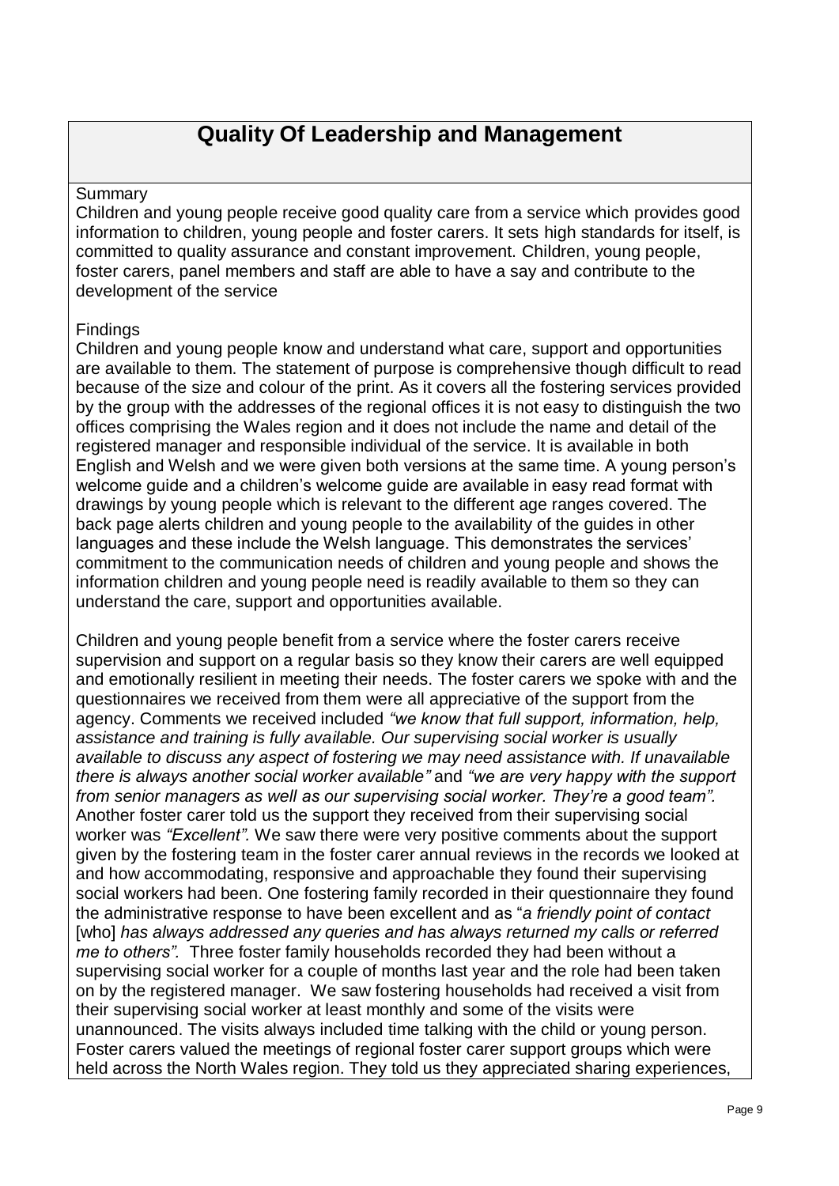# Quality Of Leadership and Management

Summary

Children and young people receive good quality care from a service which provides good information to children, young people and foster carers. It sets high standards for itself, is committed to quality assurance and constant improvement. Children, young people, foster carers, panel members and staff are able to have a say and contribute to the development of the service

Findings

Children and young people know and understand what care, support and opportunities are available to them. The statement of purpose is comprehensive though difficult to read because of the size and colour of the print. As it covers all the fostering services provided by the group with the addresses of the regional offices it is not easy to distinguish the two offices comprising the Wales region and it does not include the name and detail of the registered manager and responsible individual of the service. It is available in both English and Welsh and we were given both versions at the same time. A young person's welcome guide and a children's welcome guide are available in easy read format with drawings by young people which is relevant to the different age ranges covered. The back page alerts children and young people to the availability of the guides in other languages and these include the Welsh language. This demonstrates the services' commitment to the communication needs of children and young people and shows the information children and young people need is readily available to them so they can understand the care, support and opportunities available.

Children and young people benefit from a service where the foster carers receive supervision and support on a regular basis so they know their carers are well equipped and emotionally resilient in meeting their needs. The foster carers we spoke with and the questionnaires we received from them were all appreciative of the support from the agency. Comments we received included *"we know that full support, information, help, assistance and training is fully available. Our supervising social worker is usually available to discuss any aspect of fostering we may need assistance with. If unavailable there is always another social worker available"* and *"we are very happy with the support from senior managers as well as our supervising social worker. They're a good team".* Another foster carer told us the support they received from their supervising social worker was *"Excellent".* We saw there were very positive comments about the support given by the fostering team in the foster carer annual reviews in the records we looked at and how accommodating, responsive and approachable they found their supervising social workers had been. One fostering family recorded in their questionnaire they found the administrative response to have been excellent and as "*a friendly point of contact* [who] *has always addressed any queries and has always returned my calls or referred me to others".* Three foster family households recorded they had been without a supervising social worker for a couple of months last year and the role had been taken on by the registered manager. We saw fostering households had received a visit from their supervising social worker at least monthly and some of the visits were unannounced. The visits always included time talking with the child or young person. Foster carers valued the meetings of regional foster carer support groups which were held across the North Wales region. They told us they appreciated sharing experiences,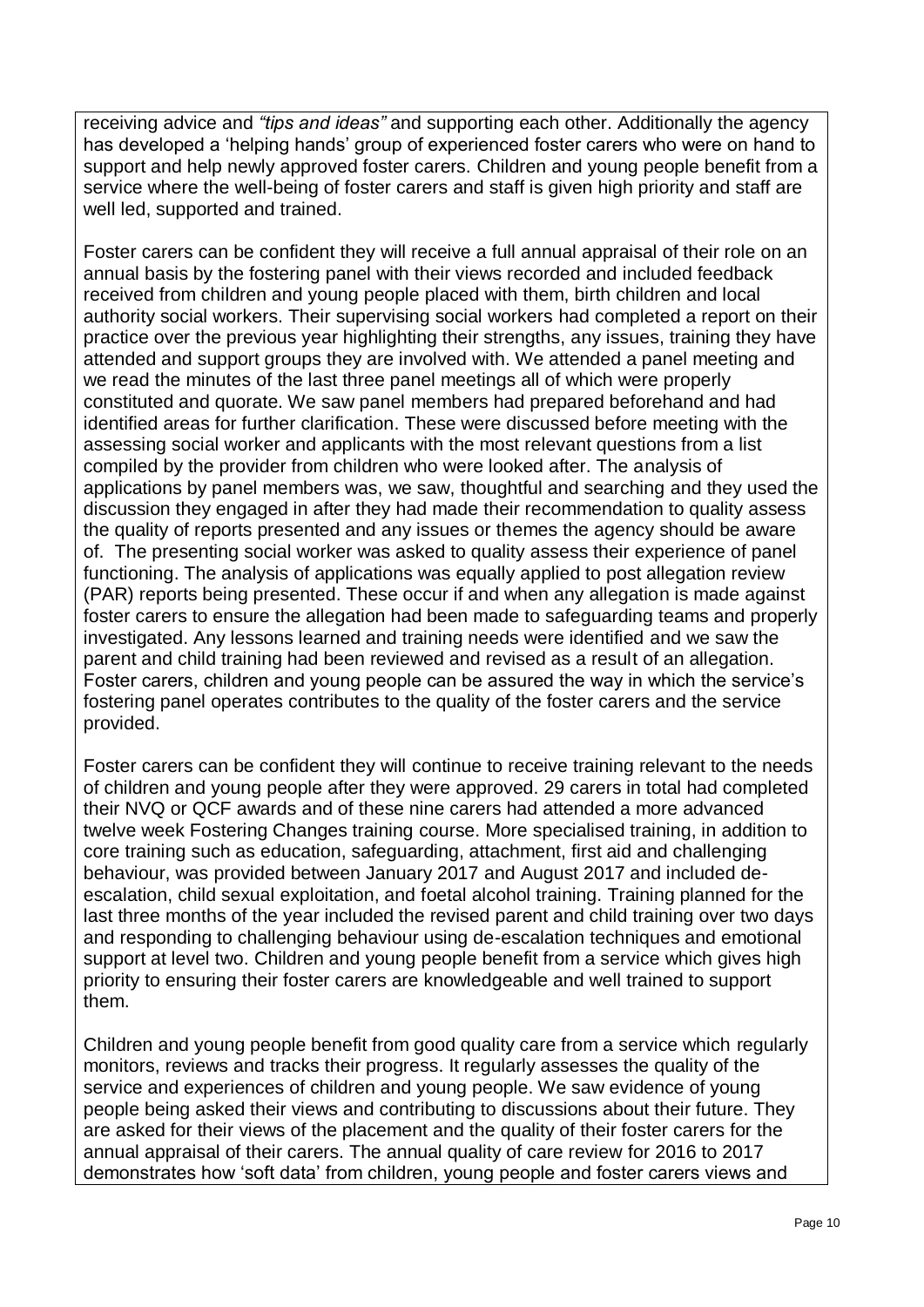receiving advice and *"tips and ideas"* and supporting each other. Additionally the agency has developed a 'helping hands' group of experienced foster carers who were on hand to support and help newly approved foster carers. Children and young people benefit from a service where the well-being of foster carers and staff is given high priority and staff are well led, supported and trained.

Foster carers can be confident they will receive a full annual appraisal of their role on an annual basis by the fostering panel with their views recorded and included feedback received from children and young people placed with them, birth children and local authority social workers. Their supervising social workers had completed a report on their practice over the previous year highlighting their strengths, any issues, training they have attended and support groups they are involved with. We attended a panel meeting and we read the minutes of the last three panel meetings all of which were properly constituted and quorate. We saw panel members had prepared beforehand and had identified areas for further clarification. These were discussed before meeting with the assessing social worker and applicants with the most relevant questions from a list compiled by the provider from children who were looked after. The analysis of applications by panel members was, we saw, thoughtful and searching and they used the discussion they engaged in after they had made their recommendation to quality assess the quality of reports presented and any issues or themes the agency should be aware of. The presenting social worker was asked to quality assess their experience of panel functioning. The analysis of applications was equally applied to post allegation review (PAR) reports being presented. These occur if and when any allegation is made against foster carers to ensure the allegation had been made to safeguarding teams and properly investigated. Any lessons learned and training needs were identified and we saw the parent and child training had been reviewed and revised as a result of an allegation. Foster carers, children and young people can be assured the way in which the service's fostering panel operates contributes to the quality of the foster carers and the service provided.

Foster carers can be confident they will continue to receive training relevant to the needs of children and young people after they were approved. 29 carers in total had completed their NVQ or QCF awards and of these nine carers had attended a more advanced twelve week Fostering Changes training course. More specialised training, in addition to core training such as education, safeguarding, attachment, first aid and challenging behaviour, was provided between January 2017 and August 2017 and included de-escalation, child sexual exploitation, and foetal alcohol training. Training planned for the last three months of the year included the revised parent and child training over two days and responding to challenging behaviour using de-escalation techniques and emotional support at level two. Children and young people benefit from a service which gives high priority to ensuring their foster carers are knowledgeable and well trained to support them.

Children and young people benefit from good quality care from a service which regularly monitors, reviews and tracks their progress. It regularly assesses the quality of the service and experiences of children and young people. We saw evidence of young people being asked their views and contributing to discussions about their future. They are asked for their views of the placement and the quality of their foster carers for the annual appraisal of their carers. The annual quality of care review for 2016 to 2017 demonstrates how 'soft data' from children, young people and foster carers views and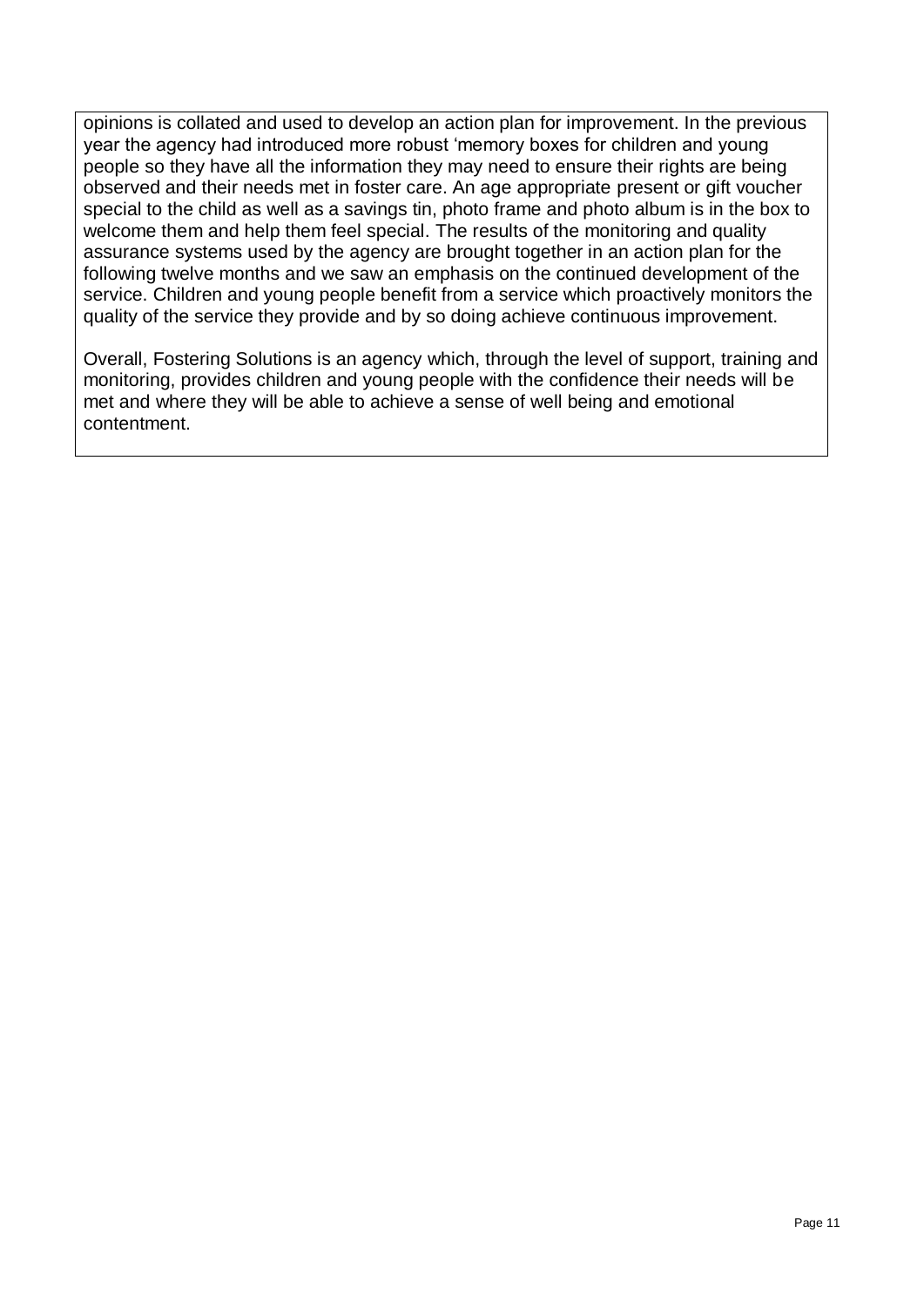opinions is collated and used to develop an action plan for improvement. In the previous year the agency had introduced more robust 'memory boxes for children and young people so they have all the information they may need to ensure their rights are being observed and their needs met in foster care. An age appropriate present or gift voucher special to the child as well as a savings tin, photo frame and photo album is in the box to welcome them and help them feel special. The results of the monitoring and quality assurance systems used by the agency are brought together in an action plan for the following twelve months and we saw an emphasis on the continued development of the service. Children and young people benefit from a service which proactively monitors the quality of the service they provide and by so doing achieve continuous improvement.

Overall, Fostering Solutions is an agency which, through the level of support, training and monitoring, provides children and young people with the confidence their needs will be met and where they will be able to achieve a sense of well being and emotional contentment.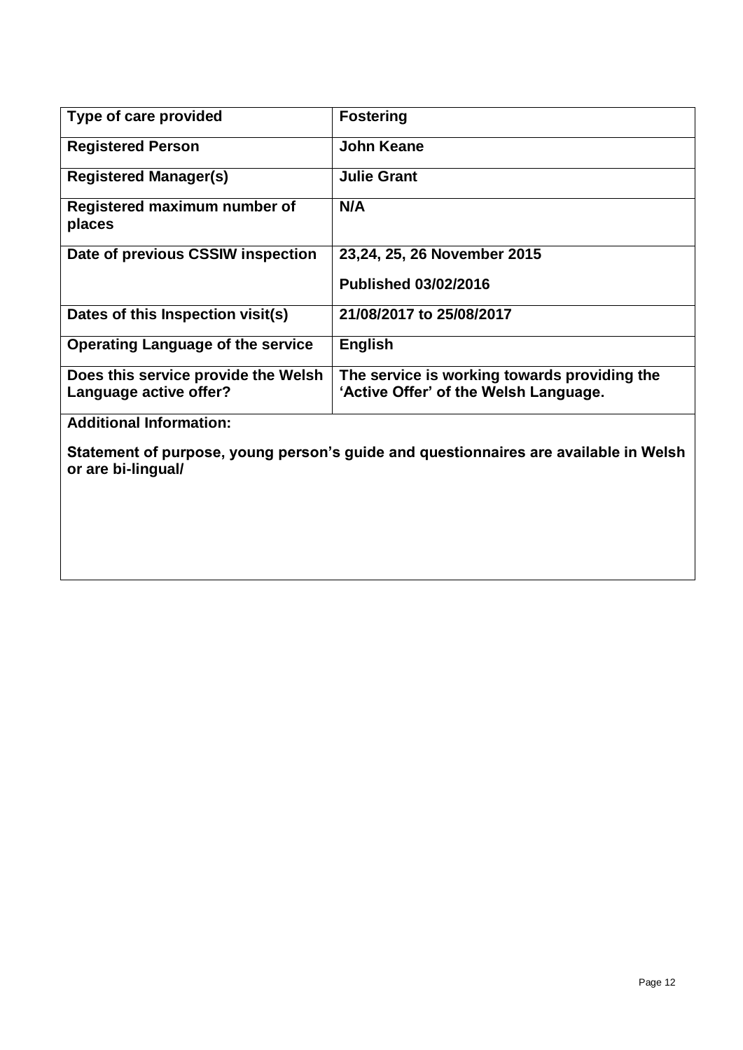| | |
|---|---|
| **Type of care provided** | **Fostering** |
| **Registered Person** | **John Keane** |
| **Registered Manager(s)** | **Julie Grant** |
| **Registered maximum number of places** | **N/A** |
| **Date of previous CSSIW inspection** | **23,24, 25, 26 November 2015**<br><br>**Published 03/02/2016** |
| **Dates of this Inspection visit(s)** | **21/08/2017 to 25/08/2017** |
| **Operating Language of the service** | **English** |
| **Does this service provide the Welsh Language active offer?** | **The service is working towards providing the 'Active Offer' of the Welsh Language.** |

**Additional Information:**

**Statement of purpose, young person's guide and questionnaires are available in Welsh or are bi-lingual/**